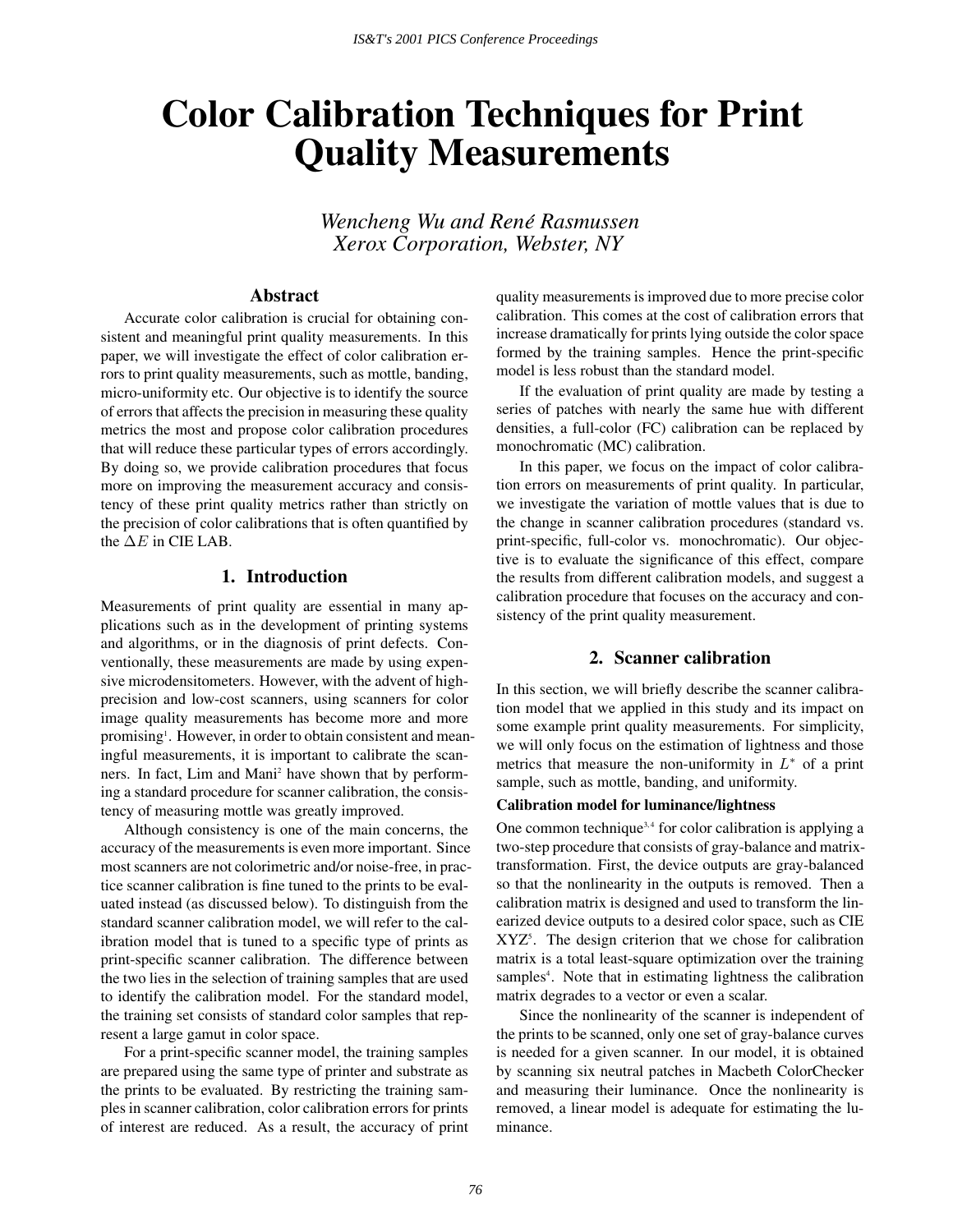# Color Calibration Techniques for Print Quality Measurements

*Wencheng Wu and René Rasmussen*
*Xerox Corporation, Webster, NY*

## Abstract

Accurate color calibration is crucial for obtaining consistent and meaningful print quality measurements. In this paper, we will investigate the effect of color calibration errors to print quality measurements, such as mottle, banding, micro-uniformity etc. Our objective is to identify the source of errors that affects the precision in measuring these quality metrics the most and propose color calibration procedures that will reduce these particular types of errors accordingly. By doing so, we provide calibration procedures that focus more on improving the measurement accuracy and consistency of these print quality metrics rather than strictly on the precision of color calibrations that is often quantified by the $\Delta E$ in CIE LAB.

## 1. Introduction

Measurements of print quality are essential in many applications such as in the development of printing systems and algorithms, or in the diagnosis of print defects. Conventionally, these measurements are made by using expensive microdensitometers. However, with the advent of high-precision and low-cost scanners, using scanners for color image quality measurements has become more and more promising[1]. However, in order to obtain consistent and meaningful measurements, it is important to calibrate the scanners. In fact, Lim and Mani[2] have shown that by performing a standard procedure for scanner calibration, the consistency of measuring mottle was greatly improved.

Although consistency is one of the main concerns, the accuracy of the measurements is even more important. Since most scanners are not colorimetric and/or noise-free, in practice scanner calibration is fine tuned to the prints to be evaluated instead (as discussed below). To distinguish from the standard scanner calibration model, we will refer to the calibration model that is tuned to a specific type of prints as print-specific scanner calibration. The difference between the two lies in the selection of training samples that are used to identify the calibration model. For the standard model, the training set consists of standard color samples that represent a large gamut in color space.

For a print-specific scanner model, the training samples are prepared using the same type of printer and substrate as the prints to be evaluated. By restricting the training samples in scanner calibration, color calibration errors for prints of interest are reduced. As a result, the accuracy of print quality measurements is improved due to more precise color calibration. This comes at the cost of calibration errors that increase dramatically for prints lying outside the color space formed by the training samples. Hence the print-specific model is less robust than the standard model.

If the evaluation of print quality are made by testing a series of patches with nearly the same hue with different densities, a full-color (FC) calibration can be replaced by monochromatic (MC) calibration.

In this paper, we focus on the impact of color calibration errors on measurements of print quality. In particular, we investigate the variation of mottle values that is due to the change in scanner calibration procedures (standard vs. print-specific, full-color vs. monochromatic). Our objective is to evaluate the significance of this effect, compare the results from different calibration models, and suggest a calibration procedure that focuses on the accuracy and consistency of the print quality measurement.

## 2. Scanner calibration

In this section, we will briefly describe the scanner calibration model that we applied in this study and its impact on some example print quality measurements. For simplicity, we will only focus on the estimation of lightness and those metrics that measure the non-uniformity in $L^*$ of a print sample, such as mottle, banding, and uniformity.

**Calibration model for luminance/lightness**

One common technique[3,4] for color calibration is applying a two-step procedure that consists of gray-balance and matrix-transformation. First, the device outputs are gray-balanced so that the nonlinearity in the outputs is removed. Then a calibration matrix is designed and used to transform the linearized device outputs to a desired color space, such as CIE XYZ[5]. The design criterion that we chose for calibration matrix is a total least-square optimization over the training samples[4]. Note that in estimating lightness the calibration matrix degrades to a vector or even a scalar.

Since the nonlinearity of the scanner is independent of the prints to be scanned, only one set of gray-balance curves is needed for a given scanner. In our model, it is obtained by scanning six neutral patches in Macbeth ColorChecker and measuring their luminance. Once the nonlinearity is removed, a linear model is adequate for estimating the luminance.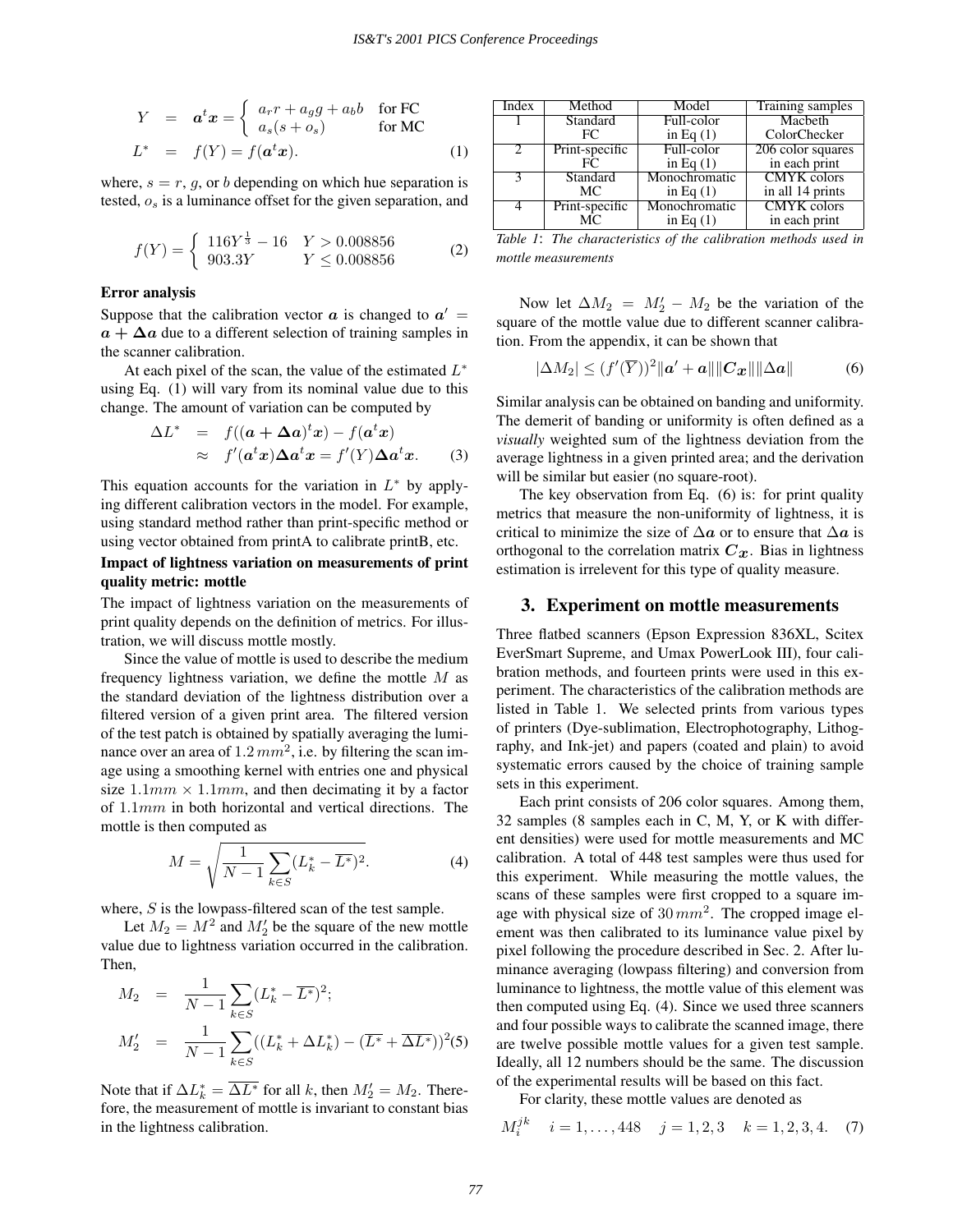$$
\begin{aligned}
Y &= \boldsymbol{a}^t\boldsymbol{x} = \begin{cases} a_r r + a_g g + a_b b & \text{for FC} \\ a_s(s+o_s) & \text{for MC} \end{cases} \\
L^* &= f(Y) = f(\boldsymbol{a}^t\boldsymbol{x}).
\end{aligned} \tag{1}
$$

where, $s = r$, $g$, or $b$ depending on which hue separation is tested, $o_s$ is a luminance offset for the given separation, and

$$
f(Y) = \begin{cases} 116Y^{\frac{1}{3}} - 16 & Y > 0.008856 \\ 903.3Y & Y \leq 0.008856 \end{cases} \tag{2}
$$

**Error analysis**

Suppose that the calibration vector $\boldsymbol{a}$ is changed to $\boldsymbol{a}' = \boldsymbol{a} + \boldsymbol{\Delta a}$ due to a different selection of training samples in the scanner calibration.

At each pixel of the scan, the value of the estimated $L^*$ using Eq. (1) will vary from its nominal value due to this change. The amount of variation can be computed by

$$
\begin{aligned}
\Delta L^* &= f((\boldsymbol{a}+\boldsymbol{\Delta a})^t\boldsymbol{x}) - f(\boldsymbol{a}^t\boldsymbol{x}) \\
&\approx f'(\boldsymbol{a}^t\boldsymbol{x})\boldsymbol{\Delta a}^t\boldsymbol{x} = f'(Y)\boldsymbol{\Delta a}^t\boldsymbol{x}.
\end{aligned} \tag{3}
$$

This equation accounts for the variation in $L^*$ by applying different calibration vectors in the model. For example, using standard method rather than print-specific method or using vector obtained from printA to calibrate printB, etc.

**Impact of lightness variation on measurements of print quality metric: mottle**

The impact of lightness variation on the measurements of print quality depends on the definition of metrics. For illustration, we will discuss mottle mostly.

Since the value of mottle is used to describe the medium frequency lightness variation, we define the mottle $M$ as the standard deviation of the lightness distribution over a filtered version of a given print area. The filtered version of the test patch is obtained by spatially averaging the luminance over an area of $1.2\,mm^2$, i.e. by filtering the scan image using a smoothing kernel with entries one and physical size $1.1mm \times 1.1mm$, and then decimating it by a factor of $1.1mm$ in both horizontal and vertical directions. The mottle is then computed as

$$
M = \sqrt{\frac{1}{N-1}\sum_{k\in S}(L_k^* - \overline{L^*})^2}. \tag{4}
$$

where, $S$ is the lowpass-filtered scan of the test sample.

Let $M_2 = M^2$ and $M_2'$ be the square of the new mottle value due to lightness variation occurred in the calibration. Then,

$$
\begin{aligned}
M_2 &= \frac{1}{N-1}\sum_{k\in S}(L_k^* - \overline{L^*})^2; \\
M_2' &= \frac{1}{N-1}\sum_{k\in S}((L_k^* + \Delta L_k^*) - (\overline{L^*} + \overline{\Delta L^*}))^2
\end{aligned} \tag{5}
$$

Note that if $\Delta L_k^* = \overline{\Delta L^*}$ for all $k$, then $M_2' = M_2$. Therefore, the measurement of mottle is invariant to constant bias in the lightness calibration.

| Index | Method | Model | Training samples |
|---|---|---|---|
| 1 | Standard FC | Full-color in Eq (1) | Macbeth ColorChecker |
| 2 | Print-specific FC | Full-color in Eq (1) | 206 color squares in each print |
| 3 | Standard MC | Monochromatic in Eq (1) | CMYK colors in all 14 prints |
| 4 | Print-specific MC | Monochromatic in Eq (1) | CMYK colors in each print |

*Table 1: The characteristics of the calibration methods used in mottle measurements*

Now let $\Delta M_2 = M_2' - M_2$ be the variation of the square of the mottle value due to different scanner calibration. From the appendix, it can be shown that

$$
|\Delta M_2| \leq (f'(\overline{Y}))^2\|\boldsymbol{a}' + \boldsymbol{a}\|\|\boldsymbol{C_x}\|\|\boldsymbol{\Delta a}\| \tag{6}
$$

Similar analysis can be obtained on banding and uniformity. The demerit of banding or uniformity is often defined as a *visually* weighted sum of the lightness deviation from the average lightness in a given printed area; and the derivation will be similar but easier (no square-root).

The key observation from Eq. (6) is: for print quality metrics that measure the non-uniformity of lightness, it is critical to minimize the size of $\Delta\boldsymbol{a}$ or to ensure that $\Delta\boldsymbol{a}$ is orthogonal to the correlation matrix $\boldsymbol{C_x}$. Bias in lightness estimation is irrelevent for this type of quality measure.

## 3. Experiment on mottle measurements

Three flatbed scanners (Epson Expression 836XL, Scitex EverSmart Supreme, and Umax PowerLook III), four calibration methods, and fourteen prints were used in this experiment. The characteristics of the calibration methods are listed in Table 1. We selected prints from various types of printers (Dye-sublimation, Electrophotography, Lithography, and Ink-jet) and papers (coated and plain) to avoid systematic errors caused by the choice of training sample sets in this experiment.

Each print consists of 206 color squares. Among them, 32 samples (8 samples each in C, M, Y, or K with different densities) were used for mottle measurements and MC calibration. A total of 448 test samples were thus used for this experiment. While measuring the mottle values, the scans of these samples were first cropped to a square image with physical size of $30\,mm^2$. The cropped image element was then calibrated to its luminance value pixel by pixel following the procedure described in Sec. 2. After luminance averaging (lowpass filtering) and conversion from luminance to lightness, the mottle value of this element was then computed using Eq. (4). Since we used three scanners and four possible ways to calibrate the scanned image, there are twelve possible mottle values for a given test sample. Ideally, all 12 numbers should be the same. The discussion of the experimental results will be based on this fact.

For clarity, these mottle values are denoted as

$$
M_i^{jk} \quad i = 1,\ldots,448 \quad j = 1,2,3 \quad k = 1,2,3,4. \tag{7}
$$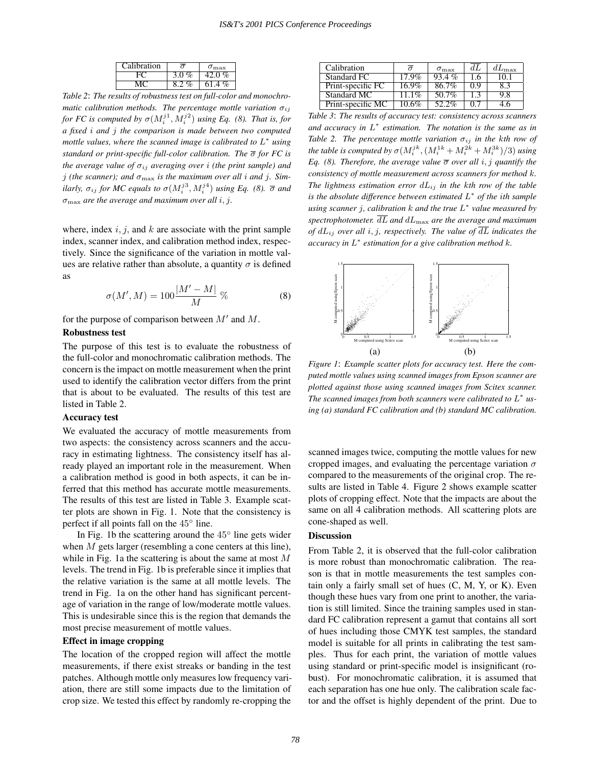| Calibration | $\overline{\sigma}$ | $\sigma_{\max}$ |
|---|---|---|
| FC | 3.0 % | 42.0 % |
| MC | 8.2 % | 61.4 % |

*Table 2: The results of robustness test on full-color and monochromatic calibration methods. The percentage mottle variation $\sigma_{ij}$ for FC is computed by $\sigma(M_i^{j1}, M_i^{j2})$ using Eq. (8). That is, for a fixed $i$ and $j$ the comparison is made between two computed mottle values, where the scanned image is calibrated to $L^*$ using standard or print-specific full-color calibration. The $\overline{\sigma}$ for FC is the average value of $\sigma_{ij}$ averaging over $i$ (the print sample) and $j$ (the scanner); and $\sigma_{\max}$ is the maximum over all $i$ and $j$. Similarly, $\sigma_{ij}$ for MC equals to $\sigma(M_i^{j3}, M_i^{j4})$ using Eq. (8). $\overline{\sigma}$ and $\sigma_{\max}$ are the average and maximum over all $i, j$.*

where, index $i$, $j$, and $k$ are associate with the print sample index, scanner index, and calibration method index, respectively. Since the significance of the variation in mottle values are relative rather than absolute, a quantity $\sigma$ is defined as

$$\sigma(M', M) = 100 \frac{|M' - M|}{M} \% \tag{8}$$

for the purpose of comparison between $M'$ and $M$.

### Robustness test

The purpose of this test is to evaluate the robustness of the full-color and monochromatic calibration methods. The concern is the impact on mottle measurement when the print used to identify the calibration vector differs from the print that is about to be evaluated. The results of this test are listed in Table 2.

### Accuracy test

We evaluated the accuracy of mottle measurements from two aspects: the consistency across scanners and the accuracy in estimating lightness. The consistency itself has already played an important role in the measurement. When a calibration method is good in both aspects, it can be inferred that this method has accurate mottle measurements. The results of this test are listed in Table 3. Example scatter plots are shown in Fig. 1. Note that the consistency is perfect if all points fall on the $45°$ line.

In Fig. 1b the scattering around the $45°$ line gets wider when $M$ gets larger (resembling a cone centers at this line), while in Fig. 1a the scattering is about the same at most $M$ levels. The trend in Fig. 1b is preferable since it implies that the relative variation is the same at all mottle levels. The trend in Fig. 1a on the other hand has significant percentage of variation in the range of low/moderate mottle values. This is undesirable since this is the region that demands the most precise measurement of mottle values.

### Effect in image cropping

The location of the cropped region will affect the mottle measurements, if there exist streaks or banding in the test patches. Although mottle only measures low frequency variation, there are still some impacts due to the limitation of crop size. We tested this effect by randomly re-cropping the scanned images twice, computing the mottle values for new cropped images, and evaluating the percentage variation $\sigma$ compared to the measurements of the original crop. The results are listed in Table 4. Figure 2 shows example scatter plots of cropping effect. Note that the impacts are about the same on all 4 calibration methods. All scattering plots are cone-shaped as well.

| Calibration | $\overline{\sigma}$ | $\sigma_{\max}$ | $\overline{dL}$ | $dL_{\max}$ |
|---|---|---|---|---|
| Standard FC | 17.9% | 93.4 % | 1.6 | 10.1 |
| Print-specific FC | 16.9% | 86.7% | 0.9 | 8.3 |
| Standard MC | 11.1% | 50.7% | 1.3 | 9.8 |
| Print-specific MC | 10.6% | 52.2% | 0.7 | 4.6 |

*Table 3: The results of accuracy test: consistency across scanners and accuracy in $L^*$ estimation. The notation is the same as in Table 2. The percentage mottle variation $\sigma_{ij}$ in the $k$th row of the table is computed by $\sigma(M_i^{jk}, (M_i^{1k} + M_i^{2k} + M_i^{3k})/3)$ using Eq. (8). Therefore, the average value $\overline{\sigma}$ over all $i, j$ quantify the consistency of mottle measurement across scanners for method $k$. The lightness estimation error $dL_{ij}$ in the $k$th row of the table is the absolute difference between estimated $L^*$ of the $i$th sample using scanner $j$, calibration $k$ and the true $L^*$ value measured by spectrophotometer. $\overline{dL}$ and $dL_{\max}$ are the average and maximum of $dL_{ij}$ over all $i, j$, respectively. The value of $\overline{dL}$ indicates the accuracy in $L^*$ estimation for a give calibration method $k$.*

(a) (b)

*Figure 1: Example scatter plots for accuracy test. Here the computed mottle values using scanned images from Epson scanner are plotted against those using scanned images from Scitex scanner. The scanned images from both scanners were calibrated to $L^*$ using (a) standard FC calibration and (b) standard MC calibration.*

### Discussion

From Table 2, it is observed that the full-color calibration is more robust than monochromatic calibration. The reason is that in mottle measurements the test samples contain only a fairly small set of hues (C, M, Y, or K). Even though these hues vary from one print to another, the variation is still limited. Since the training samples used in standard FC calibration represent a gamut that contains all sort of hues including those CMYK test samples, the standard model is suitable for all prints in calibrating the test samples. Thus for each print, the variation of mottle values using standard or print-specific model is insignificant (robust). For monochromatic calibration, it is assumed that each separation has one hue only. The calibration scale factor and the offset is highly dependent of the print. Due to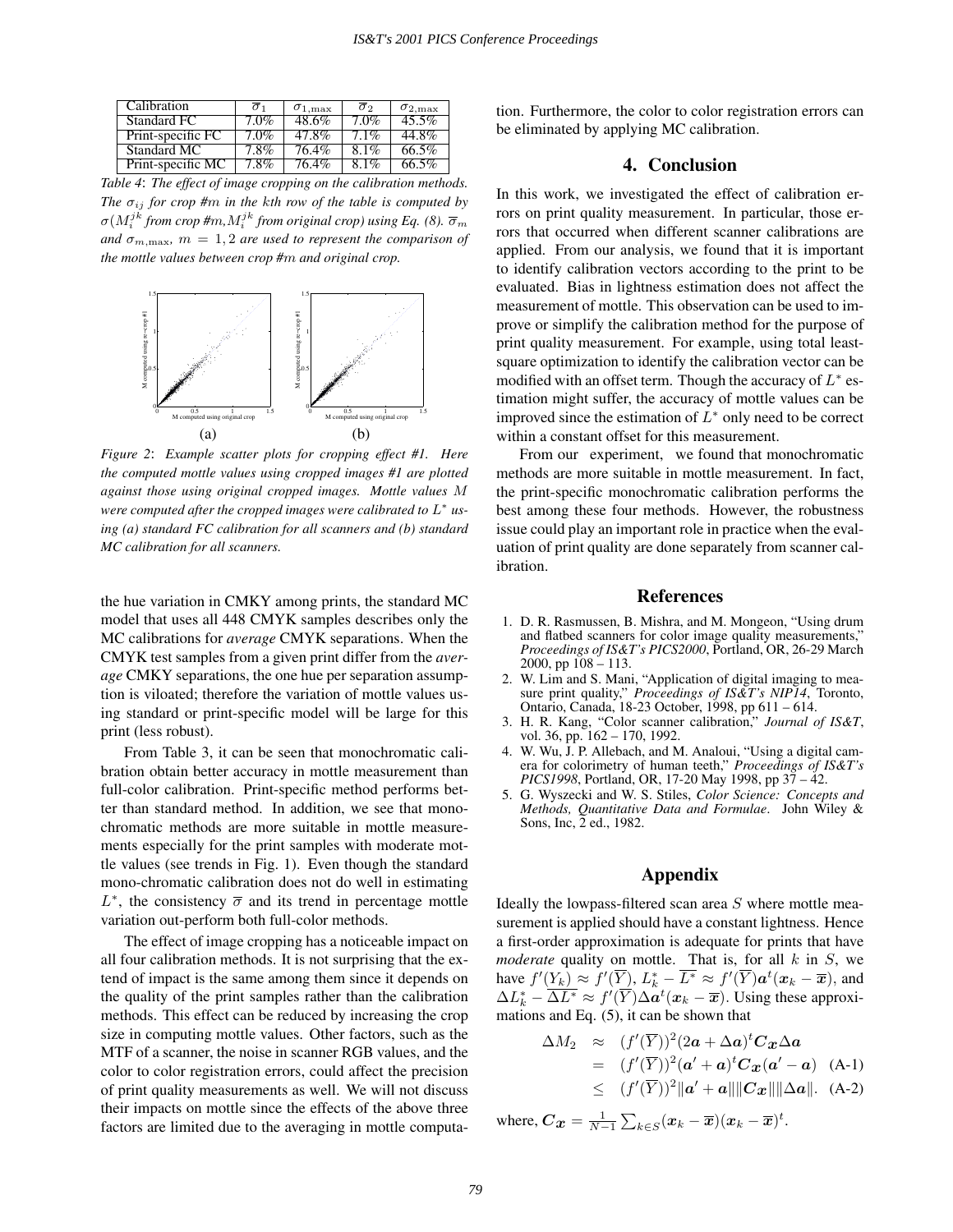| Calibration | $\overline{\sigma}_1$ | $\sigma_{1,\max}$ | $\overline{\sigma}_2$ | $\sigma_{2,\max}$ |
|---|---|---|---|---|
| Standard FC | 7.0% | 48.6% | 7.0% | 45.5% |
| Print-specific FC | 7.0% | 47.8% | 7.1% | 44.8% |
| Standard MC | 7.8% | 76.4% | 8.1% | 66.5% |
| Print-specific MC | 7.8% | 76.4% | 8.1% | 66.5% |

*Table 4: The effect of image cropping on the calibration methods. The $\sigma_{ij}$ for crop #$m$ in the $k$th row of the table is computed by $\sigma(M_i^{jk}$ from crop #$m$,$M_i^{jk}$ from original crop) using Eq. (8). $\overline{\sigma}_m$ and $\sigma_{m,\max}$, $m = 1, 2$ are used to represent the comparison of the mottle values between crop #$m$ and original crop.*

M computed using re-crop #1

M computed using original crop

(a)

(b)

*Figure 2: Example scatter plots for cropping effect #1. Here the computed mottle values using cropped images #1 are plotted against those using original cropped images. Mottle values $M$ were computed after the cropped images were calibrated to $L^*$ using (a) standard FC calibration for all scanners and (b) standard MC calibration for all scanners.*

the hue variation in CMKY among prints, the standard MC model that uses all 448 CMYK samples describes only the MC calibrations for *average* CMYK separations. When the CMYK test samples from a given print differ from the *average* CMKY separations, the one hue per separation assumption is viloated; therefore the variation of mottle values using standard or print-specific model will be large for this print (less robust).

From Table 3, it can be seen that monochromatic calibration obtain better accuracy in mottle measurement than full-color calibration. Print-specific method performs better than standard method. In addition, we see that monochromatic methods are more suitable in mottle measurements especially for the print samples with moderate mottle values (see trends in Fig. 1). Even though the standard mono-chromatic calibration does not do well in estimating $L^*$, the consistency $\overline{\sigma}$ and its trend in percentage mottle variation out-perform both full-color methods.

The effect of image cropping has a noticeable impact on all four calibration methods. It is not surprising that the extend of impact is the same among them since it depends on the quality of the print samples rather than the calibration methods. This effect can be reduced by increasing the crop size in computing mottle values. Other factors, such as the MTF of a scanner, the noise in scanner RGB values, and the color to color registration errors, could affect the precision of print quality measurements as well. We will not discuss their impacts on mottle since the effects of the above three factors are limited due to the averaging in mottle computation. Furthermore, the color to color registration errors can be eliminated by applying MC calibration.

## 4. Conclusion

In this work, we investigated the effect of calibration errors on print quality measurement. In particular, those errors that occurred when different scanner calibrations are applied. From our analysis, we found that it is important to identify calibration vectors according to the print to be evaluated. Bias in lightness estimation does not affect the measurement of mottle. This observation can be used to improve or simplify the calibration method for the purpose of print quality measurement. For example, using total least-square optimization to identify the calibration vector can be modified with an offset term. Though the accuracy of $L^*$ estimation might suffer, the accuracy of mottle values can be improved since the estimation of $L^*$ only need to be correct within a constant offset for this measurement.

From our experiment, we found that monochromatic methods are more suitable in mottle measurement. In fact, the print-specific monochromatic calibration performs the best among these four methods. However, the robustness issue could play an important role in practice when the evaluation of print quality are done separately from scanner calibration.

## References

1. D. R. Rasmussen, B. Mishra, and M. Mongeon, "Using drum and flatbed scanners for color image quality measurements," *Proceedings of IS&T's PICS2000*, Portland, OR, 26-29 March 2000, pp 108 – 113.
2. W. Lim and S. Mani, "Application of digital imaging to measure print quality," *Proceedings of IS&T's NIP14*, Toronto, Ontario, Canada, 18-23 October, 1998, pp 611 – 614.
3. H. R. Kang, "Color scanner calibration," *Journal of IS&T*, vol. 36, pp. 162 – 170, 1992.
4. W. Wu, J. P. Allebach, and M. Analoui, "Using a digital camera for colorimetry of human teeth," *Proceedings of IS&T's PICS1998*, Portland, OR, 17-20 May 1998, pp 37 – 42.
5. G. Wyszecki and W. S. Stiles, *Color Science: Concepts and Methods, Quantitative Data and Formulae*. John Wiley & Sons, Inc, 2 ed., 1982.

## Appendix

Ideally the lowpass-filtered scan area $S$ where mottle measurement is applied should have a constant lightness. Hence a first-order approximation is adequate for prints that have *moderate* quality on mottle. That is, for all $k$ in $S$, we have $f'(Y_k) \approx f'(\overline{Y})$, $L_k^* - \overline{L^*} \approx f'(\overline{Y})\boldsymbol{a}^t(\boldsymbol{x}_k - \overline{\boldsymbol{x}})$, and $\Delta L_k^* - \overline{\Delta L^*} \approx f'(\overline{Y})\Delta\boldsymbol{a}^t(\boldsymbol{x}_k - \overline{\boldsymbol{x}})$. Using these approximations and Eq. (5), it can be shown that

$$\begin{aligned}
\Delta M_2 &\approx (f'(\overline{Y}))^2(2\boldsymbol{a} + \Delta\boldsymbol{a})^t \boldsymbol{C_x} \Delta\boldsymbol{a} \\
&= (f'(\overline{Y}))^2(\boldsymbol{a}' + \boldsymbol{a})^t \boldsymbol{C_x}(\boldsymbol{a}' - \boldsymbol{a}) \quad \text{(A-1)} \\
&\leq (f'(\overline{Y}))^2\|\boldsymbol{a}' + \boldsymbol{a}\|\|\boldsymbol{C_x}\|\|\Delta\boldsymbol{a}\|. \quad \text{(A-2)}
\end{aligned}$$

where, $\boldsymbol{C_x} = \frac{1}{N-1}\sum_{k \in S}(\boldsymbol{x}_k - \overline{\boldsymbol{x}})(\boldsymbol{x}_k - \overline{\boldsymbol{x}})^t$.